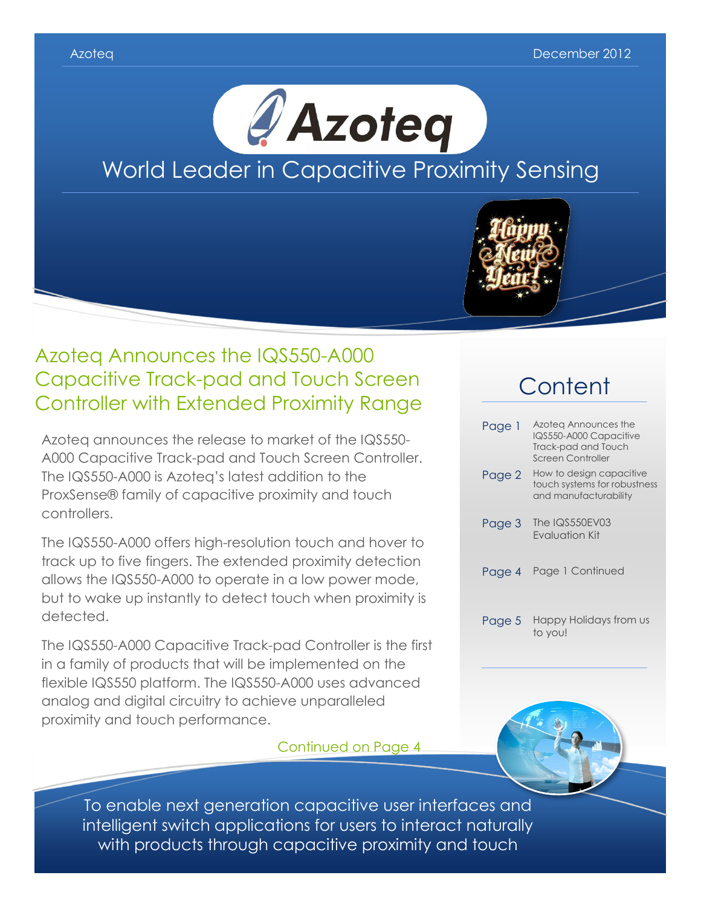Azoteq December 2012

# Azoteq

## World Leader in Capacitive Proximity Sensing

## Azoteq Announces the IQS550-A000 Capacitive Track-pad and Touch Screen Controller with Extended Proximity Range

Azoteq announces the release to market of the IQS550-A000 Capacitive Track-pad and Touch Screen Controller. The IQS550-A000 is Azoteq's latest addition to the ProxSense® family of capacitive proximity and touch controllers.

The IQS550-A000 offers high-resolution touch and hover to track up to five fingers. The extended proximity detection allows the IQS550-A000 to operate in a low power mode, but to wake up instantly to detect touch when proximity is detected.

The IQS550-A000 Capacitive Track-pad Controller is the first in a family of products that will be implemented on the flexible IQS550 platform. The IQS550-A000 uses advanced analog and digital circuitry to achieve unparalleled proximity and touch performance.

Continued on Page 4

## Content

| | |
|---|---|
| Page 1 | Azoteq Announces the IQS550-A000 Capacitive Track-pad and Touch Screen Controller |
| Page 2 | How to design capacitive touch systems for robustness and manufacturability |
| Page 3 | The IQS550EV03 Evaluation Kit |
| Page 4 | Page 1 Continued |
| Page 5 | Happy Holidays from us to you! |

To enable next generation capacitive user interfaces and intelligent switch applications for users to interact naturally with products through capacitive proximity and touch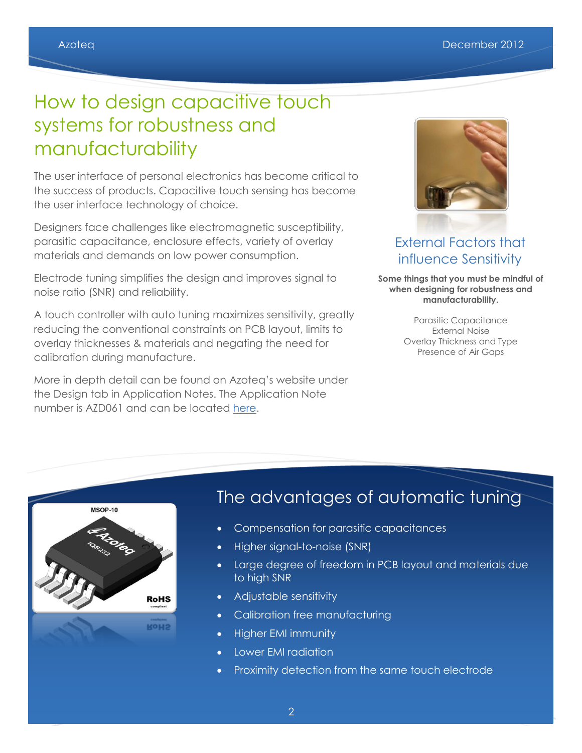# How to design capacitive touch systems for robustness and manufacturability

The user interface of personal electronics has become critical to the success of products. Capacitive touch sensing has become the user interface technology of choice.

Designers face challenges like electromagnetic susceptibility, parasitic capacitance, enclosure effects, variety of overlay materials and demands on low power consumption.

Electrode tuning simplifies the design and improves signal to noise ratio (SNR) and reliability.

A touch controller with auto tuning maximizes sensitivity, greatly reducing the conventional constraints on PCB layout, limits to overlay thicknesses & materials and negating the need for calibration during manufacture.

More in depth detail can be found on Azoteq's website under the Design tab in Application Notes. The Application Note number is AZD061 and can be located here.

## External Factors that influence Sensitivity

**Some things that you must be mindful of when designing for robustness and manufacturability.**

Parasitic Capacitance
External Noise
Overlay Thickness and Type
Presence of Air Gaps

## The advantages of automatic tuning

- Compensation for parasitic capacitances
- Higher signal-to-noise (SNR)
- Large degree of freedom in PCB layout and materials due to high SNR
- Adjustable sensitivity
- Calibration free manufacturing
- Higher EMI immunity
- Lower EMI radiation
- Proximity detection from the same touch electrode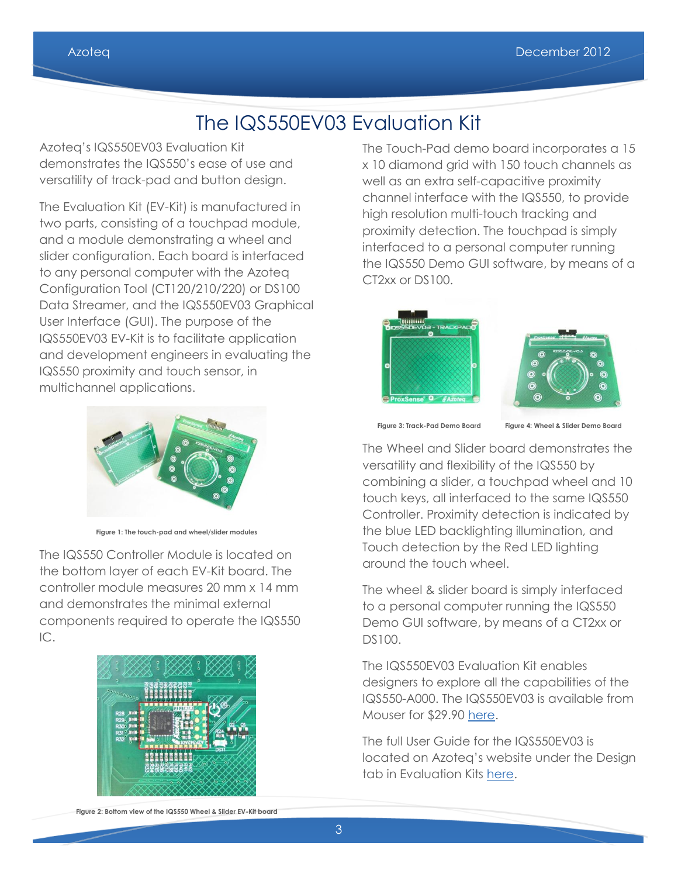# The IQS550EV03 Evaluation Kit

Azoteq's IQS550EV03 Evaluation Kit demonstrates the IQS550's ease of use and versatility of track-pad and button design.

The Evaluation Kit (EV-Kit) is manufactured in two parts, consisting of a touchpad module, and a module demonstrating a wheel and slider configuration. Each board is interfaced to any personal computer with the Azoteq Configuration Tool (CT120/210/220) or DS100 Data Streamer, and the IQS550EV03 Graphical User Interface (GUI). The purpose of the IQS550EV03 EV-Kit is to facilitate application and development engineers in evaluating the IQS550 proximity and touch sensor, in multichannel applications.

Figure 1: The touch-pad and wheel/slider modules

The IQS550 Controller Module is located on the bottom layer of each EV-Kit board. The controller module measures 20 mm x 14 mm and demonstrates the minimal external components required to operate the IQS550 IC.

Figure 2: Bottom view of the IQS550 Wheel & Slider EV-Kit board

The Touch-Pad demo board incorporates a 15 x 10 diamond grid with 150 touch channels as well as an extra self-capacitive proximity channel interface with the IQS550, to provide high resolution multi-touch tracking and proximity detection. The touchpad is simply interfaced to a personal computer running the IQS550 Demo GUI software, by means of a CT2xx or DS100.

Figure 3: Track-Pad Demo Board

Figure 4: Wheel & Slider Demo Board

The Wheel and Slider board demonstrates the versatility and flexibility of the IQS550 by combining a slider, a touchpad wheel and 10 touch keys, all interfaced to the same IQS550 Controller. Proximity detection is indicated by the blue LED backlighting illumination, and Touch detection by the Red LED lighting around the touch wheel.

The wheel & slider board is simply interfaced to a personal computer running the IQS550 Demo GUI software, by means of a CT2xx or DS100.

The IQS550EV03 Evaluation Kit enables designers to explore all the capabilities of the IQS550-A000. The IQS550EV03 is available from Mouser for $29.90 here.

The full User Guide for the IQS550EV03 is located on Azoteq's website under the Design tab in Evaluation Kits here.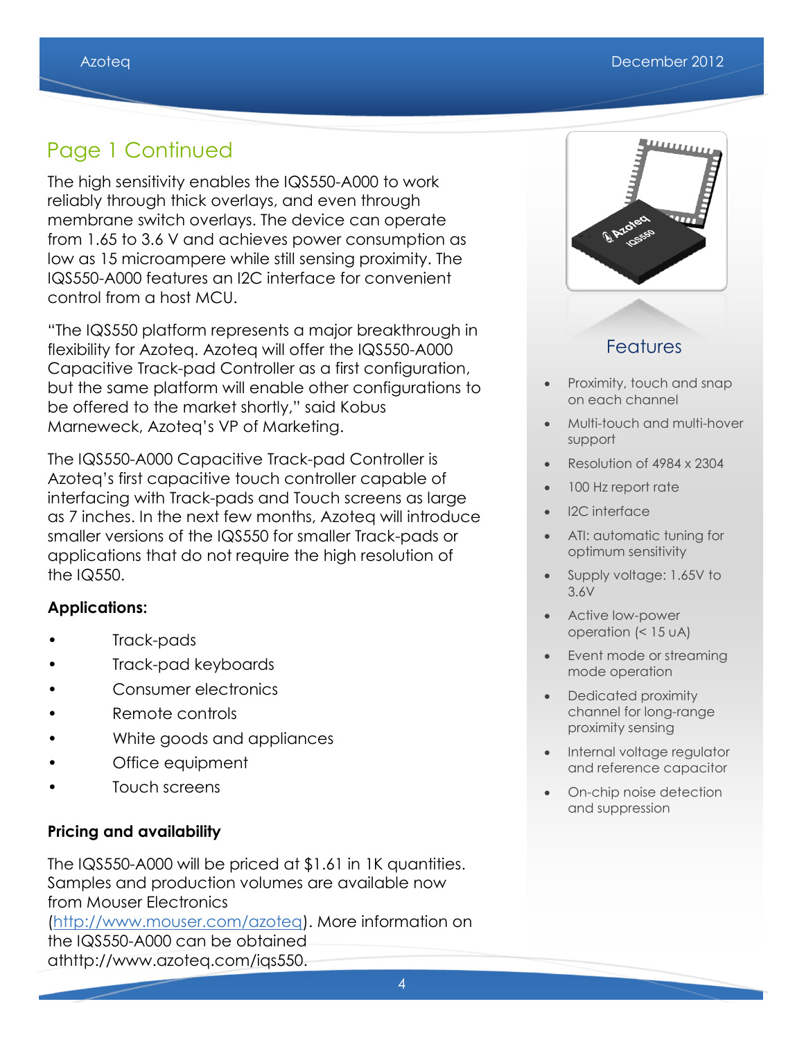## Page 1 Continued

The high sensitivity enables the IQS550-A000 to work reliably through thick overlays, and even through membrane switch overlays. The device can operate from 1.65 to 3.6 V and achieves power consumption as low as 15 microampere while still sensing proximity. The IQS550-A000 features an I2C interface for convenient control from a host MCU.

"The IQS550 platform represents a major breakthrough in flexibility for Azoteq. Azoteq will offer the IQS550-A000 Capacitive Track-pad Controller as a first configuration, but the same platform will enable other configurations to be offered to the market shortly," said Kobus Marneweck, Azoteq's VP of Marketing.

The IQS550-A000 Capacitive Track-pad Controller is Azoteq's first capacitive touch controller capable of interfacing with Track-pads and Touch screens as large as 7 inches. In the next few months, Azoteq will introduce smaller versions of the IQS550 for smaller Track-pads or applications that do not require the high resolution of the IQ550.

**Applications:**

- Track-pads
- Track-pad keyboards
- Consumer electronics
- Remote controls
- White goods and appliances
- Office equipment
- Touch screens

**Pricing and availability**

The IQS550-A000 will be priced at $1.61 in 1K quantities. Samples and production volumes are available now from Mouser Electronics (http://www.mouser.com/azoteq). More information on the IQS550-A000 can be obtained athttp://www.azoteq.com/iqs550.

### Features

- Proximity, touch and snap on each channel
- Multi-touch and multi-hover support
- Resolution of 4984 x 2304
- 100 Hz report rate
- I2C interface
- ATI: automatic tuning for optimum sensitivity
- Supply voltage: 1.65V to 3.6V
- Active low-power operation (< 15 uA)
- Event mode or streaming mode operation
- Dedicated proximity channel for long-range proximity sensing
- Internal voltage regulator and reference capacitor
- On-chip noise detection and suppression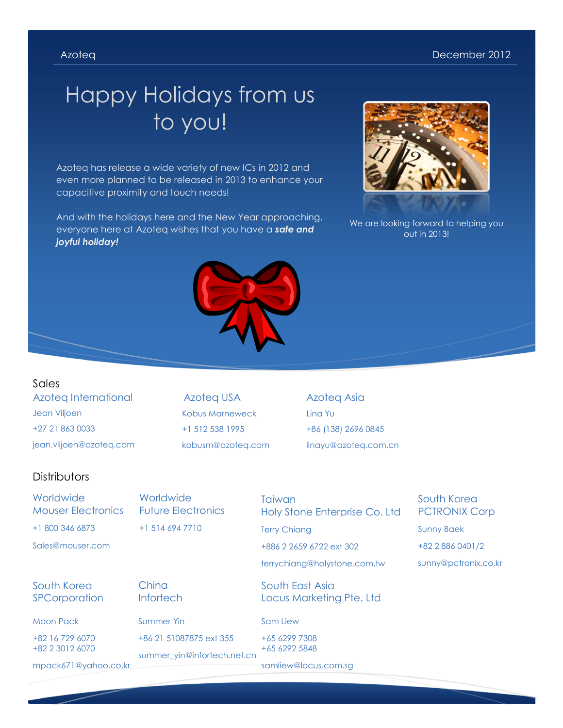Azoteq December 2012

# Happy Holidays from us to you!

Azoteq has release a wide variety of new ICs in 2012 and even more planned to be released in 2013 to enhance your capacitive proximity and touch needs!

And with the holidays here and the New Year approaching, everyone here at Azoteq wishes that you have a ***safe and joyful holiday!***

We are looking forward to helping you out in 2013!

## Sales

**Azoteq International**
Jean Viljoen
+27 21 863 0033
jean.viljoen@azoteq.com

**Azoteq USA**
Kobus Marneweck
+1 512 538 1995
kobusm@azoteq.com

**Azoteq Asia**
Lina Yu
+86 (138) 2696 0845
linayu@azoteq.com.cn

## Distributors

**Worldwide**
**Mouser Electronics**
+1 800 346 6873
Sales@mouser.com

**Worldwide**
**Future Electronics**
+1 514 694 7710

**Taiwan**
**Holy Stone Enterprise Co. Ltd**
Terry Chiang
+886 2 2659 6722 ext 302
terrychiang@holystone.com.tw

**South Korea**
**PCTRONIX Corp**
Sunny Baek
+82 2 886 0401/2
sunny@pctronix.co.kr

**South Korea**
**SPCorporation**
Moon Pack
+82 16 729 6070
+82 2 3012 6070
mpack671@yahoo.co.kr

**China**
**Infortech**
Summer Yin
+86 21 51087875 ext 355
summer_yin@infortech.net.cn

**South East Asia**
**Locus Marketing Pte. Ltd**
Sam Liew
+65 6299 7308
+65 6292 5848
samliew@locus.com.sg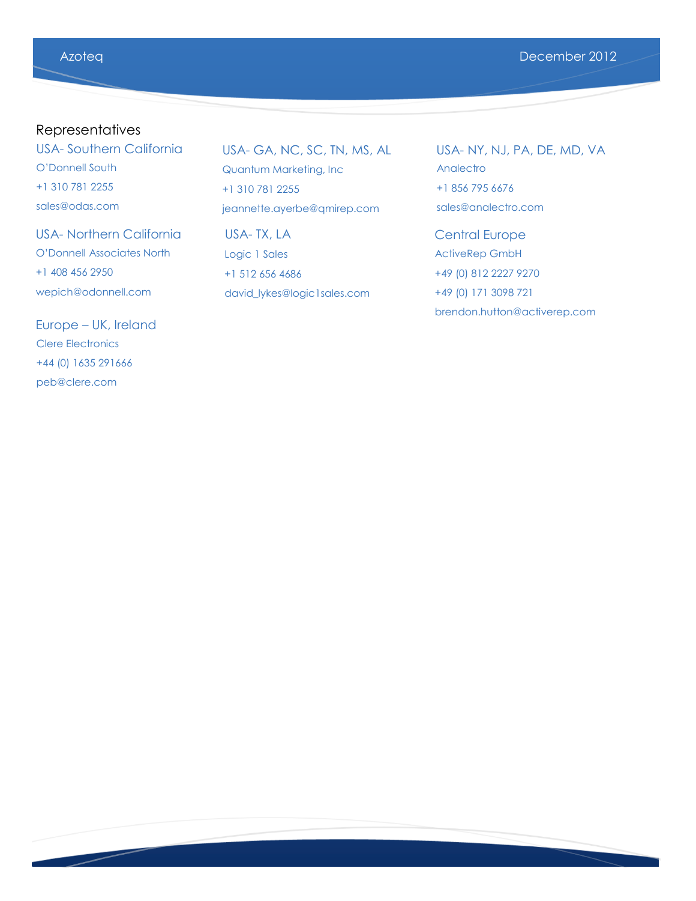## Representatives

### USA- Southern California
O'Donnell South
+1 310 781 2255
sales@odas.com

### USA- Northern California
O'Donnell Associates North
+1 408 456 2950
wepich@odonnell.com

### Europe – UK, Ireland
Clere Electronics
+44 (0) 1635 291666
peb@clere.com

### USA- GA, NC, SC, TN, MS, AL
Quantum Marketing, Inc
+1 310 781 2255
jeannette.ayerbe@qmirep.com

### USA- TX, LA
Logic 1 Sales
+1 512 656 4686
david_lykes@logic1sales.com

### USA- NY, NJ, PA, DE, MD, VA
Analectro
+1 856 795 6676
sales@analectro.com

### Central Europe
ActiveRep GmbH
+49 (0) 812 2227 9270
+49 (0) 171 3098 721
brendon.hutton@activerep.com